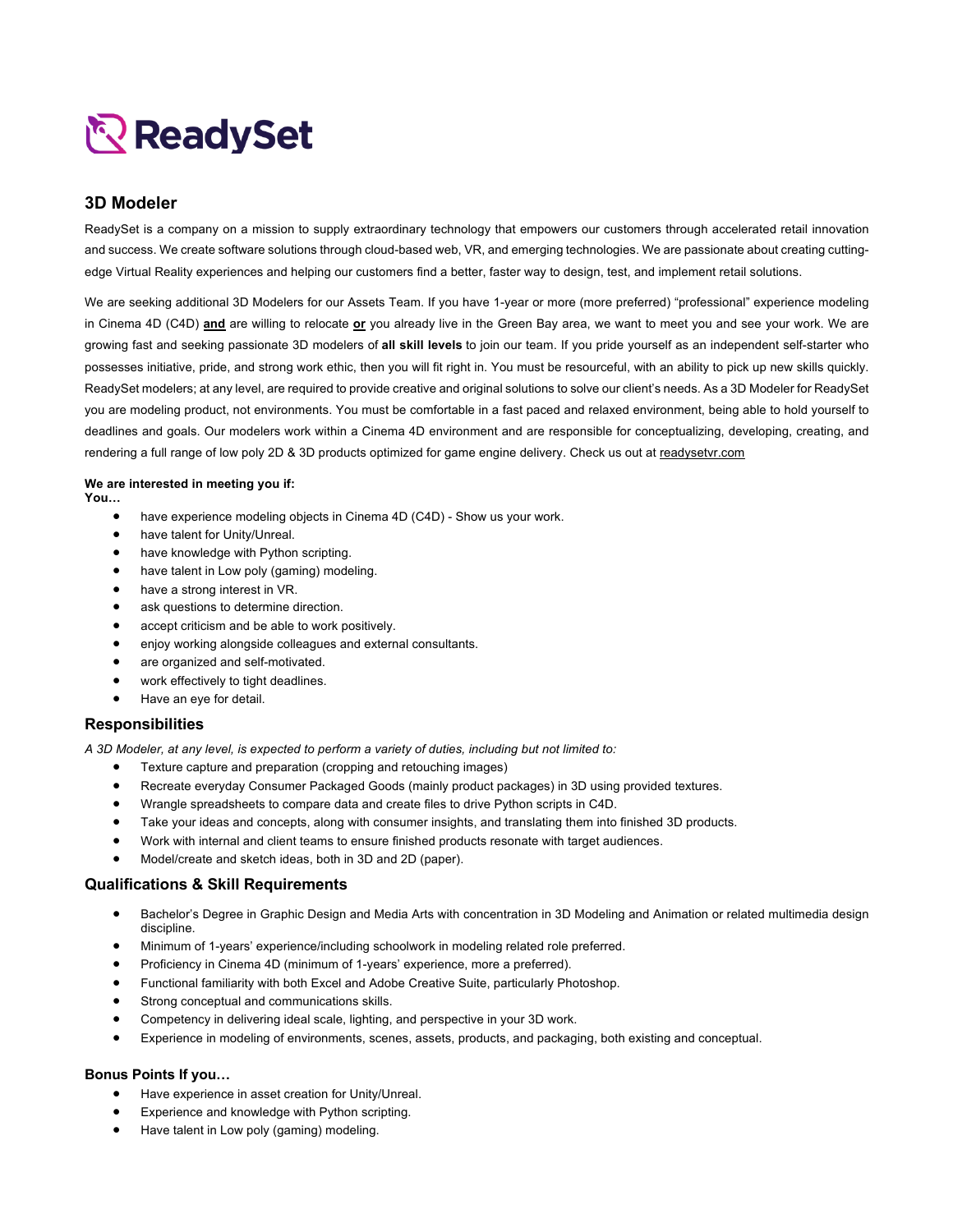ReadySet

## 3D Modeler

ReadySet is a company on a mission to supply extraordinary technology that empowers our customers through accelerated retail innovation and success. We create software solutions through cloud-based web, VR, and emerging technologies. We are passionate about creating cutting-edge Virtual Reality experiences and helping our customers find a better, faster way to design, test, and implement retail solutions.

We are seeking additional 3D Modelers for our Assets Team. If you have 1-year or more (more preferred) “professional” experience modeling in Cinema 4D (C4D) **and** are willing to relocate **or** you already live in the Green Bay area, we want to meet you and see your work. We are growing fast and seeking passionate 3D modelers of **all skill levels** to join our team. If you pride yourself as an independent self-starter who possesses initiative, pride, and strong work ethic, then you will fit right in. You must be resourceful, with an ability to pick up new skills quickly. ReadySet modelers; at any level, are required to provide creative and original solutions to solve our client’s needs. As a 3D Modeler for ReadySet you are modeling product, not environments. You must be comfortable in a fast paced and relaxed environment, being able to hold yourself to deadlines and goals. Our modelers work within a Cinema 4D environment and are responsible for conceptualizing, developing, creating, and rendering a full range of low poly 2D & 3D products optimized for game engine delivery. Check us out at readysetvr.com

**We are interested in meeting you if:**
**You…**

- have experience modeling objects in Cinema 4D (C4D) - Show us your work.
- have talent for Unity/Unreal.
- have knowledge with Python scripting.
- have talent in Low poly (gaming) modeling.
- have a strong interest in VR.
- ask questions to determine direction.
- accept criticism and be able to work positively.
- enjoy working alongside colleagues and external consultants.
- are organized and self-motivated.
- work effectively to tight deadlines.
- Have an eye for detail.

### Responsibilities

*A 3D Modeler, at any level, is expected to perform a variety of duties, including but not limited to:*

- Texture capture and preparation (cropping and retouching images)
- Recreate everyday Consumer Packaged Goods (mainly product packages) in 3D using provided textures.
- Wrangle spreadsheets to compare data and create files to drive Python scripts in C4D.
- Take your ideas and concepts, along with consumer insights, and translating them into finished 3D products.
- Work with internal and client teams to ensure finished products resonate with target audiences.
- Model/create and sketch ideas, both in 3D and 2D (paper).

### Qualifications & Skill Requirements

- Bachelor’s Degree in Graphic Design and Media Arts with concentration in 3D Modeling and Animation or related multimedia design discipline.
- Minimum of 1-years’ experience/including schoolwork in modeling related role preferred.
- Proficiency in Cinema 4D (minimum of 1-years’ experience, more a preferred).
- Functional familiarity with both Excel and Adobe Creative Suite, particularly Photoshop.
- Strong conceptual and communications skills.
- Competency in delivering ideal scale, lighting, and perspective in your 3D work.
- Experience in modeling of environments, scenes, assets, products, and packaging, both existing and conceptual.

### Bonus Points If you…

- Have experience in asset creation for Unity/Unreal.
- Experience and knowledge with Python scripting.
- Have talent in Low poly (gaming) modeling.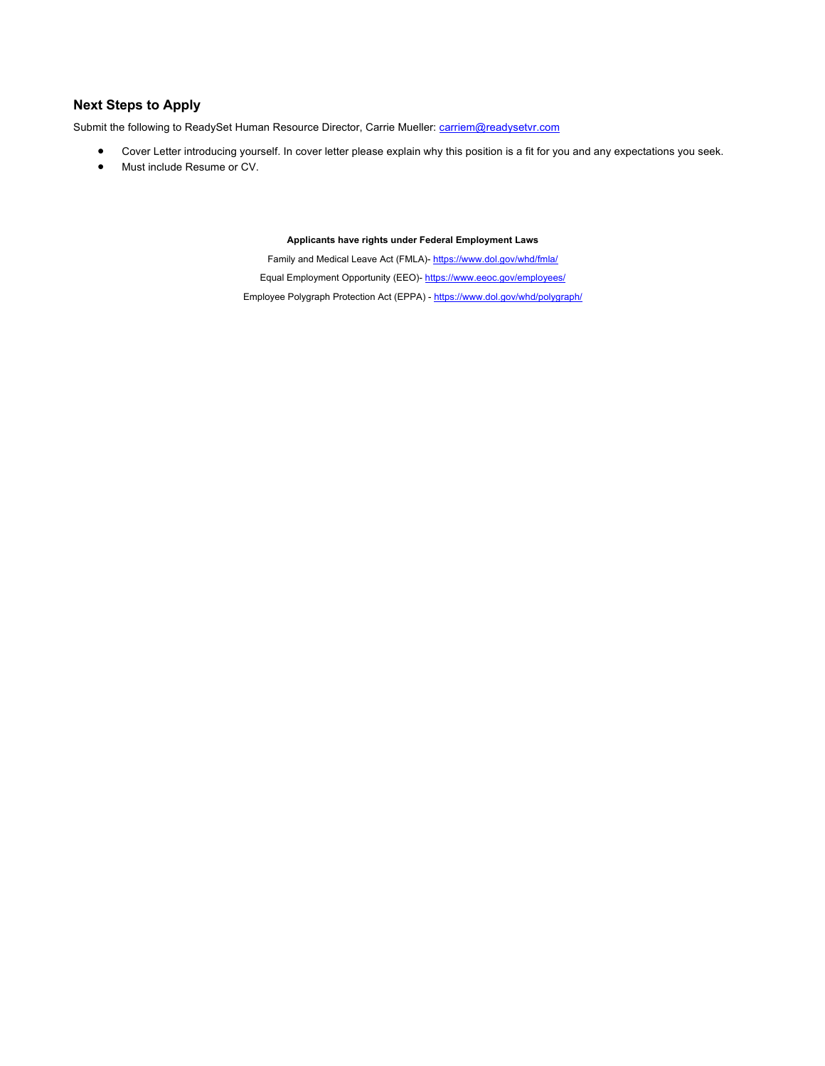## Next Steps to Apply

Submit the following to ReadySet Human Resource Director, Carrie Mueller: carriem@readysetvr.com

- Cover Letter introducing yourself. In cover letter please explain why this position is a fit for you and any expectations you seek.
- Must include Resume or CV.

**Applicants have rights under Federal Employment Laws**

Family and Medical Leave Act (FMLA)- https://www.dol.gov/whd/fmla/

Equal Employment Opportunity (EEO)- https://www.eeoc.gov/employees/

Employee Polygraph Protection Act (EPPA) - https://www.dol.gov/whd/polygraph/